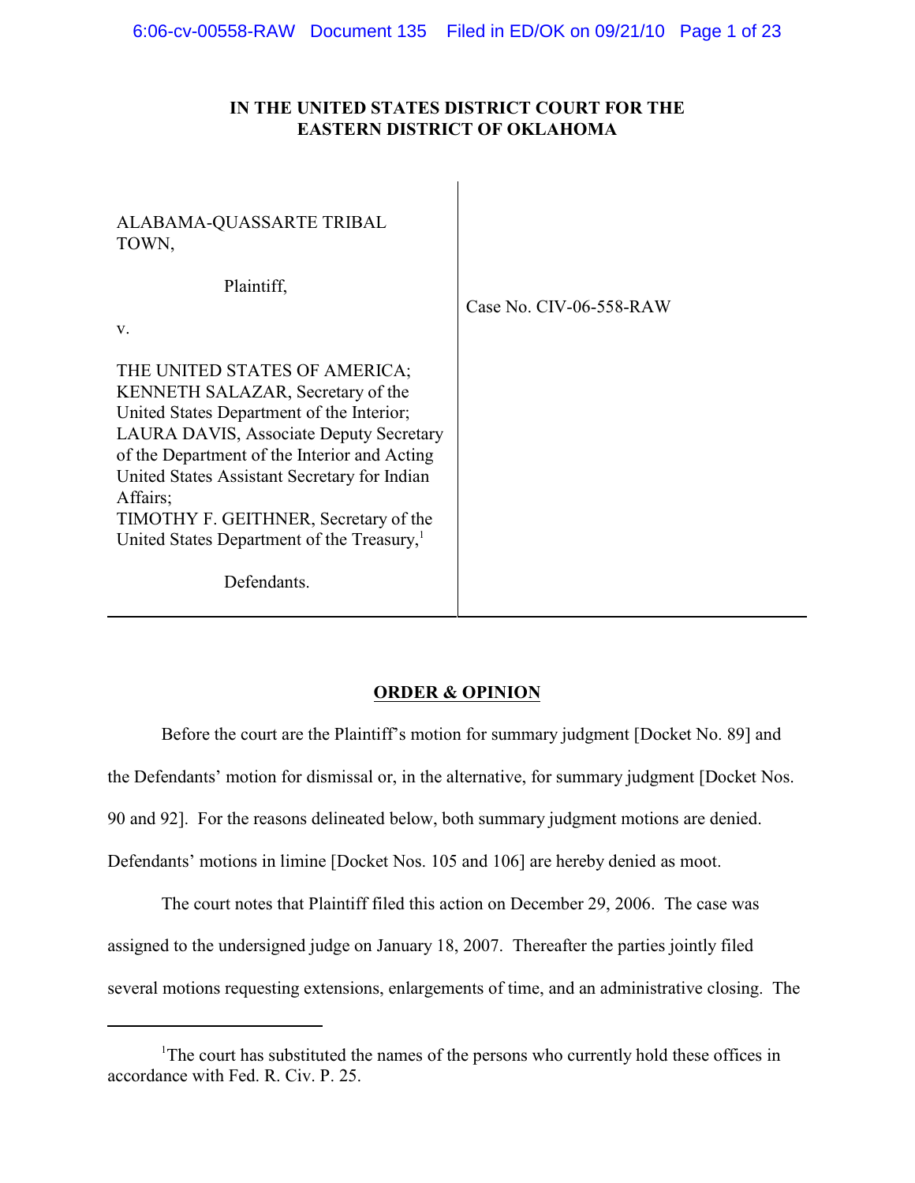# IN THE UNITED STATES DISTRICT COURT FOR THE EASTERN DISTRICT OF OKLAHOMA

| | |
|---|---|
| ALABAMA-QUASSARTE TRIBAL TOWN,<br><br>Plaintiff,<br><br>v.<br><br>THE UNITED STATES OF AMERICA; KENNETH SALAZAR, Secretary of the United States Department of the Interior; LAURA DAVIS, Associate Deputy Secretary of the Department of the Interior and Acting United States Assistant Secretary for Indian Affairs; TIMOTHY F. GEITHNER, Secretary of the United States Department of the Treasury,[1]<br><br>Defendants. | Case No. CIV-06-558-RAW |

## ORDER & OPINION

Before the court are the Plaintiff's motion for summary judgment [Docket No. 89] and the Defendants' motion for dismissal or, in the alternative, for summary judgment [Docket Nos. 90 and 92]. For the reasons delineated below, both summary judgment motions are denied. Defendants' motions in limine [Docket Nos. 105 and 106] are hereby denied as moot.

The court notes that Plaintiff filed this action on December 29, 2006. The case was assigned to the undersigned judge on January 18, 2007. Thereafter the parties jointly filed several motions requesting extensions, enlargements of time, and an administrative closing. The

---

[1] The court has substituted the names of the persons who currently hold these offices in accordance with Fed. R. Civ. P. 25.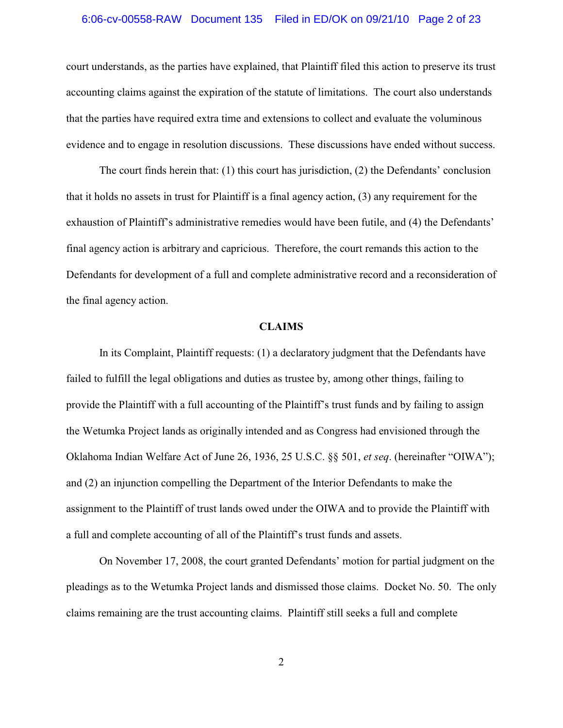court understands, as the parties have explained, that Plaintiff filed this action to preserve its trust accounting claims against the expiration of the statute of limitations. The court also understands that the parties have required extra time and extensions to collect and evaluate the voluminous evidence and to engage in resolution discussions. These discussions have ended without success.

The court finds herein that: (1) this court has jurisdiction, (2) the Defendants' conclusion that it holds no assets in trust for Plaintiff is a final agency action, (3) any requirement for the exhaustion of Plaintiff's administrative remedies would have been futile, and (4) the Defendants' final agency action is arbitrary and capricious. Therefore, the court remands this action to the Defendants for development of a full and complete administrative record and a reconsideration of the final agency action.

## CLAIMS

In its Complaint, Plaintiff requests: (1) a declaratory judgment that the Defendants have failed to fulfill the legal obligations and duties as trustee by, among other things, failing to provide the Plaintiff with a full accounting of the Plaintiff's trust funds and by failing to assign the Wetumka Project lands as originally intended and as Congress had envisioned through the Oklahoma Indian Welfare Act of June 26, 1936, 25 U.S.C. §§ 501, *et seq*. (hereinafter "OIWA"); and (2) an injunction compelling the Department of the Interior Defendants to make the assignment to the Plaintiff of trust lands owed under the OIWA and to provide the Plaintiff with a full and complete accounting of all of the Plaintiff's trust funds and assets.

On November 17, 2008, the court granted Defendants' motion for partial judgment on the pleadings as to the Wetumka Project lands and dismissed those claims. Docket No. 50. The only claims remaining are the trust accounting claims. Plaintiff still seeks a full and complete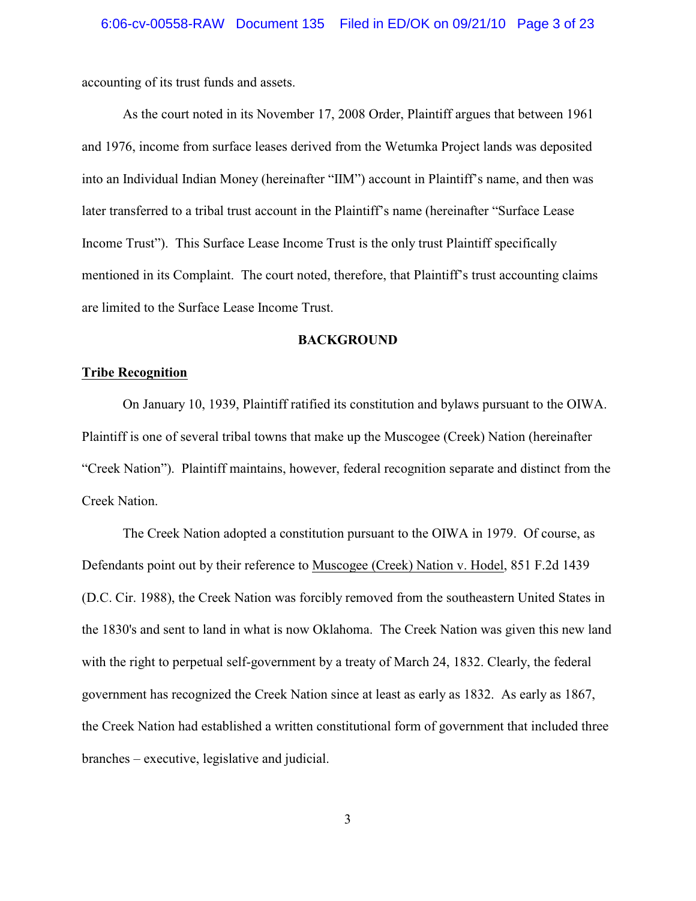accounting of its trust funds and assets.

As the court noted in its November 17, 2008 Order, Plaintiff argues that between 1961 and 1976, income from surface leases derived from the Wetumka Project lands was deposited into an Individual Indian Money (hereinafter "IIM") account in Plaintiff's name, and then was later transferred to a tribal trust account in the Plaintiff's name (hereinafter "Surface Lease Income Trust"). This Surface Lease Income Trust is the only trust Plaintiff specifically mentioned in its Complaint. The court noted, therefore, that Plaintiff's trust accounting claims are limited to the Surface Lease Income Trust.

## BACKGROUND

### Tribe Recognition

On January 10, 1939, Plaintiff ratified its constitution and bylaws pursuant to the OIWA. Plaintiff is one of several tribal towns that make up the Muscogee (Creek) Nation (hereinafter "Creek Nation"). Plaintiff maintains, however, federal recognition separate and distinct from the Creek Nation.

The Creek Nation adopted a constitution pursuant to the OIWA in 1979. Of course, as Defendants point out by their reference to Muscogee (Creek) Nation v. Hodel, 851 F.2d 1439 (D.C. Cir. 1988), the Creek Nation was forcibly removed from the southeastern United States in the 1830's and sent to land in what is now Oklahoma. The Creek Nation was given this new land with the right to perpetual self-government by a treaty of March 24, 1832. Clearly, the federal government has recognized the Creek Nation since at least as early as 1832. As early as 1867, the Creek Nation had established a written constitutional form of government that included three branches – executive, legislative and judicial.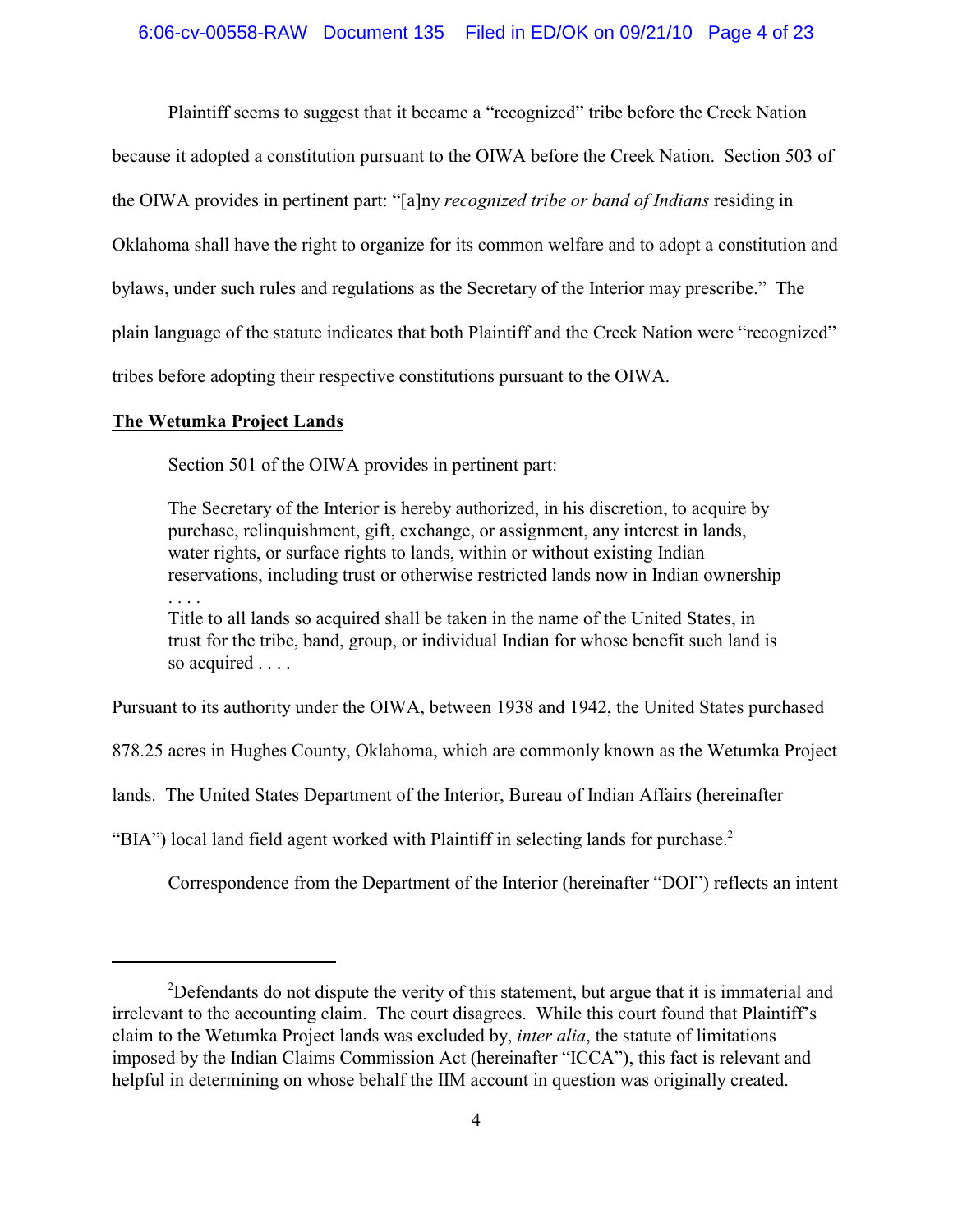Plaintiff seems to suggest that it became a "recognized" tribe before the Creek Nation because it adopted a constitution pursuant to the OIWA before the Creek Nation. Section 503 of the OIWA provides in pertinent part: "[a]ny *recognized tribe or band of Indians* residing in Oklahoma shall have the right to organize for its common welfare and to adopt a constitution and bylaws, under such rules and regulations as the Secretary of the Interior may prescribe." The plain language of the statute indicates that both Plaintiff and the Creek Nation were "recognized" tribes before adopting their respective constitutions pursuant to the OIWA.

**The Wetumka Project Lands**

Section 501 of the OIWA provides in pertinent part:

> The Secretary of the Interior is hereby authorized, in his discretion, to acquire by purchase, relinquishment, gift, exchange, or assignment, any interest in lands, water rights, or surface rights to lands, within or without existing Indian reservations, including trust or otherwise restricted lands now in Indian ownership . . . .
>
> Title to all lands so acquired shall be taken in the name of the United States, in trust for the tribe, band, group, or individual Indian for whose benefit such land is so acquired . . . .

Pursuant to its authority under the OIWA, between 1938 and 1942, the United States purchased 878.25 acres in Hughes County, Oklahoma, which are commonly known as the Wetumka Project lands. The United States Department of the Interior, Bureau of Indian Affairs (hereinafter "BIA") local land field agent worked with Plaintiff in selecting lands for purchase.[2]

Correspondence from the Department of the Interior (hereinafter "DOI") reflects an intent

---

[2] Defendants do not dispute the verity of this statement, but argue that it is immaterial and irrelevant to the accounting claim. The court disagrees. While this court found that Plaintiff's claim to the Wetumka Project lands was excluded by, *inter alia*, the statute of limitations imposed by the Indian Claims Commission Act (hereinafter "ICCA"), this fact is relevant and helpful in determining on whose behalf the IIM account in question was originally created.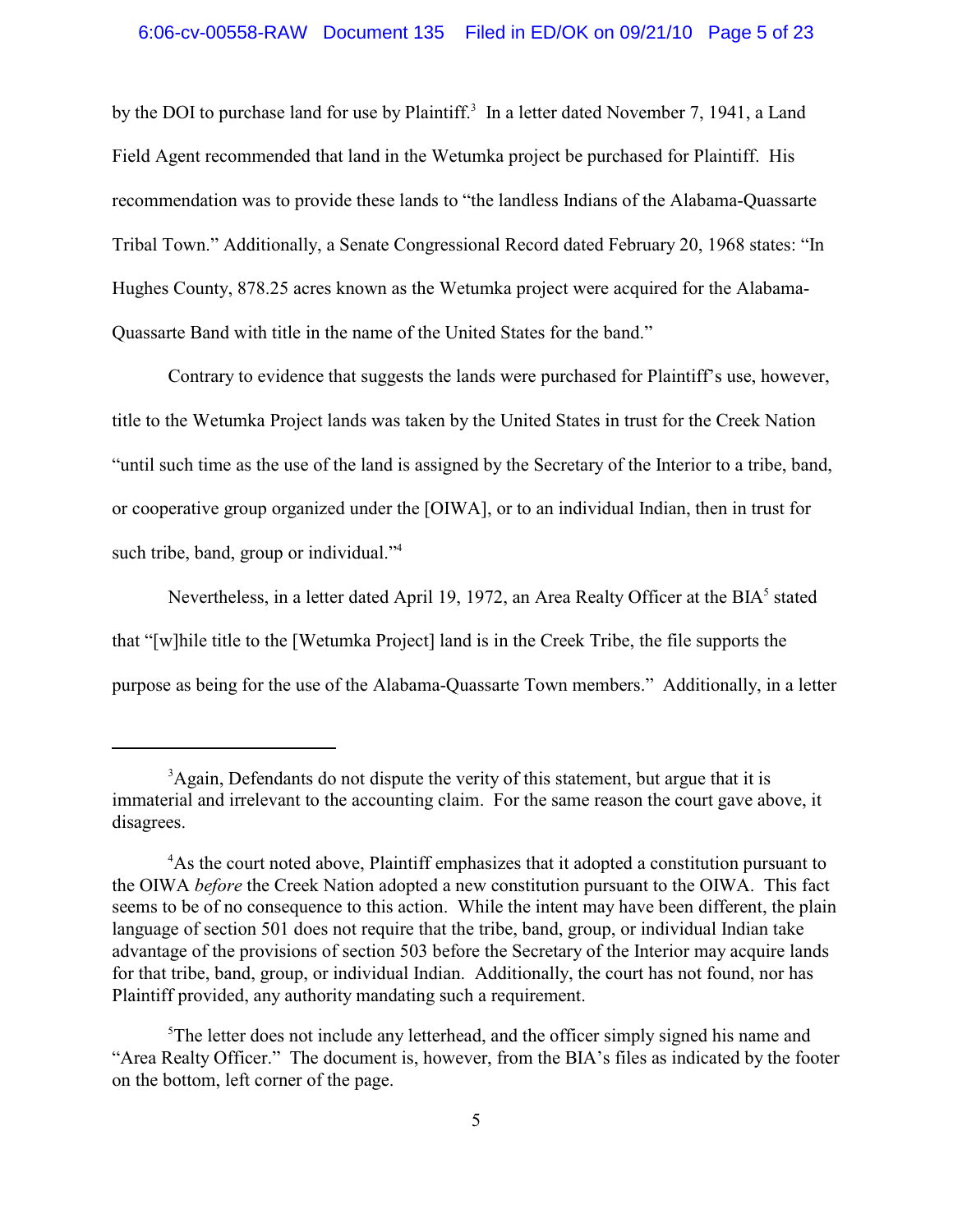by the DOI to purchase land for use by Plaintiff.[3] In a letter dated November 7, 1941, a Land Field Agent recommended that land in the Wetumka project be purchased for Plaintiff. His recommendation was to provide these lands to "the landless Indians of the Alabama-Quassarte Tribal Town." Additionally, a Senate Congressional Record dated February 20, 1968 states: "In Hughes County, 878.25 acres known as the Wetumka project were acquired for the Alabama-Quassarte Band with title in the name of the United States for the band."

Contrary to evidence that suggests the lands were purchased for Plaintiff's use, however, title to the Wetumka Project lands was taken by the United States in trust for the Creek Nation "until such time as the use of the land is assigned by the Secretary of the Interior to a tribe, band, or cooperative group organized under the [OIWA], or to an individual Indian, then in trust for such tribe, band, group or individual."[4]

Nevertheless, in a letter dated April 19, 1972, an Area Realty Officer at the BIA[5] stated that "[w]hile title to the [Wetumka Project] land is in the Creek Tribe, the file supports the purpose as being for the use of the Alabama-Quassarte Town members." Additionally, in a letter

---

[3]Again, Defendants do not dispute the verity of this statement, but argue that it is immaterial and irrelevant to the accounting claim. For the same reason the court gave above, it disagrees.

[4]As the court noted above, Plaintiff emphasizes that it adopted a constitution pursuant to the OIWA *before* the Creek Nation adopted a new constitution pursuant to the OIWA. This fact seems to be of no consequence to this action. While the intent may have been different, the plain language of section 501 does not require that the tribe, band, group, or individual Indian take advantage of the provisions of section 503 before the Secretary of the Interior may acquire lands for that tribe, band, group, or individual Indian. Additionally, the court has not found, nor has Plaintiff provided, any authority mandating such a requirement.

[5]The letter does not include any letterhead, and the officer simply signed his name and "Area Realty Officer." The document is, however, from the BIA's files as indicated by the footer on the bottom, left corner of the page.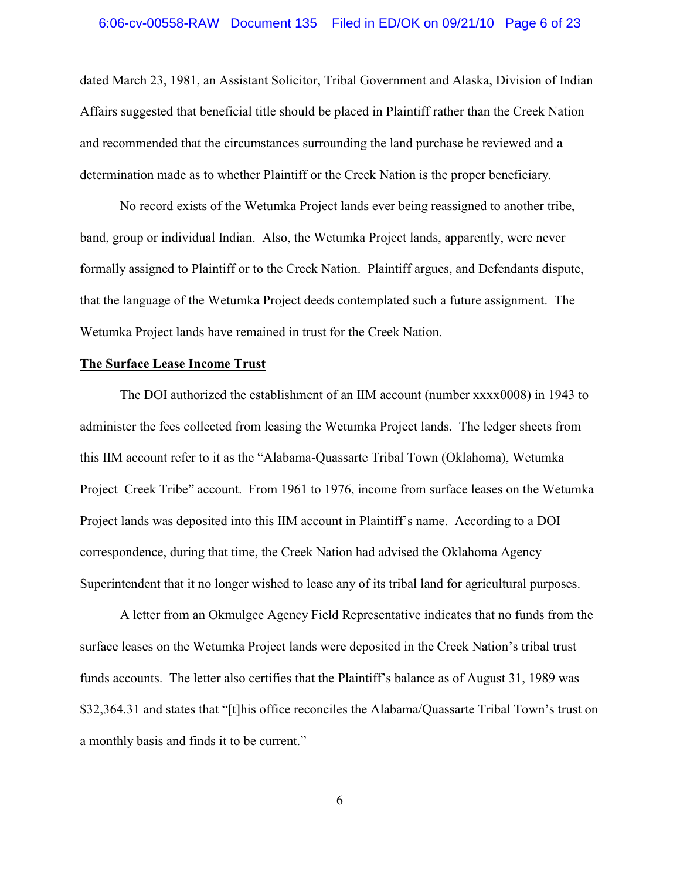dated March 23, 1981, an Assistant Solicitor, Tribal Government and Alaska, Division of Indian Affairs suggested that beneficial title should be placed in Plaintiff rather than the Creek Nation and recommended that the circumstances surrounding the land purchase be reviewed and a determination made as to whether Plaintiff or the Creek Nation is the proper beneficiary.

No record exists of the Wetumka Project lands ever being reassigned to another tribe, band, group or individual Indian. Also, the Wetumka Project lands, apparently, were never formally assigned to Plaintiff or to the Creek Nation. Plaintiff argues, and Defendants dispute, that the language of the Wetumka Project deeds contemplated such a future assignment. The Wetumka Project lands have remained in trust for the Creek Nation.

## The Surface Lease Income Trust

The DOI authorized the establishment of an IIM account (number xxxx0008) in 1943 to administer the fees collected from leasing the Wetumka Project lands. The ledger sheets from this IIM account refer to it as the "Alabama-Quassarte Tribal Town (Oklahoma), Wetumka Project–Creek Tribe" account. From 1961 to 1976, income from surface leases on the Wetumka Project lands was deposited into this IIM account in Plaintiff's name. According to a DOI correspondence, during that time, the Creek Nation had advised the Oklahoma Agency Superintendent that it no longer wished to lease any of its tribal land for agricultural purposes.

A letter from an Okmulgee Agency Field Representative indicates that no funds from the surface leases on the Wetumka Project lands were deposited in the Creek Nation's tribal trust funds accounts. The letter also certifies that the Plaintiff's balance as of August 31, 1989 was $32,364.31 and states that "[t]his office reconciles the Alabama/Quassarte Tribal Town's trust on a monthly basis and finds it to be current."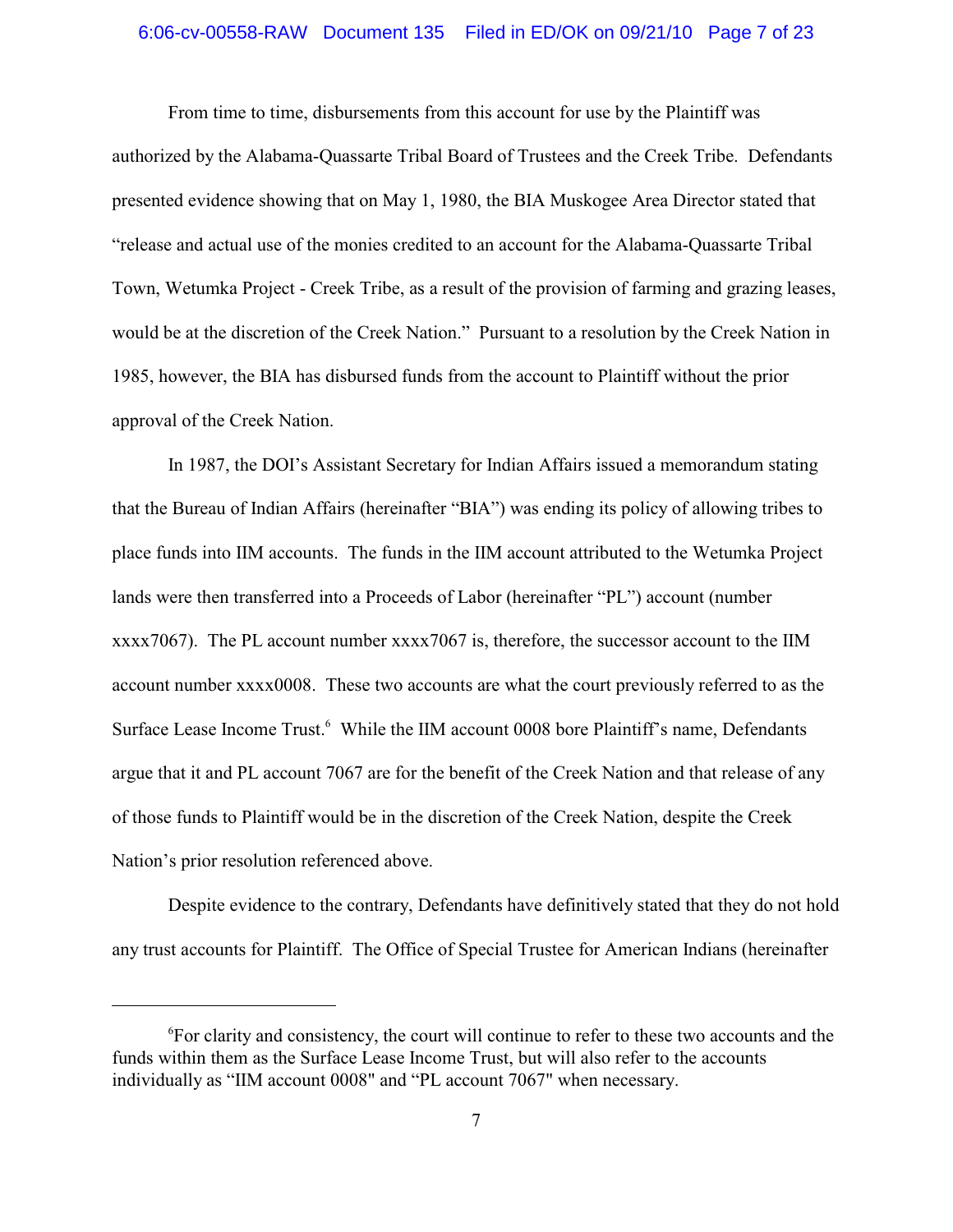From time to time, disbursements from this account for use by the Plaintiff was authorized by the Alabama-Quassarte Tribal Board of Trustees and the Creek Tribe. Defendants presented evidence showing that on May 1, 1980, the BIA Muskogee Area Director stated that "release and actual use of the monies credited to an account for the Alabama-Quassarte Tribal Town, Wetumka Project - Creek Tribe, as a result of the provision of farming and grazing leases, would be at the discretion of the Creek Nation." Pursuant to a resolution by the Creek Nation in 1985, however, the BIA has disbursed funds from the account to Plaintiff without the prior approval of the Creek Nation.

In 1987, the DOI's Assistant Secretary for Indian Affairs issued a memorandum stating that the Bureau of Indian Affairs (hereinafter "BIA") was ending its policy of allowing tribes to place funds into IIM accounts. The funds in the IIM account attributed to the Wetumka Project lands were then transferred into a Proceeds of Labor (hereinafter "PL") account (number xxxx7067). The PL account number xxxx7067 is, therefore, the successor account to the IIM account number xxxx0008. These two accounts are what the court previously referred to as the Surface Lease Income Trust.[6] While the IIM account 0008 bore Plaintiff's name, Defendants argue that it and PL account 7067 are for the benefit of the Creek Nation and that release of any of those funds to Plaintiff would be in the discretion of the Creek Nation, despite the Creek Nation's prior resolution referenced above.

Despite evidence to the contrary, Defendants have definitively stated that they do not hold any trust accounts for Plaintiff. The Office of Special Trustee for American Indians (hereinafter

[6]For clarity and consistency, the court will continue to refer to these two accounts and the funds within them as the Surface Lease Income Trust, but will also refer to the accounts individually as "IIM account 0008" and "PL account 7067" when necessary.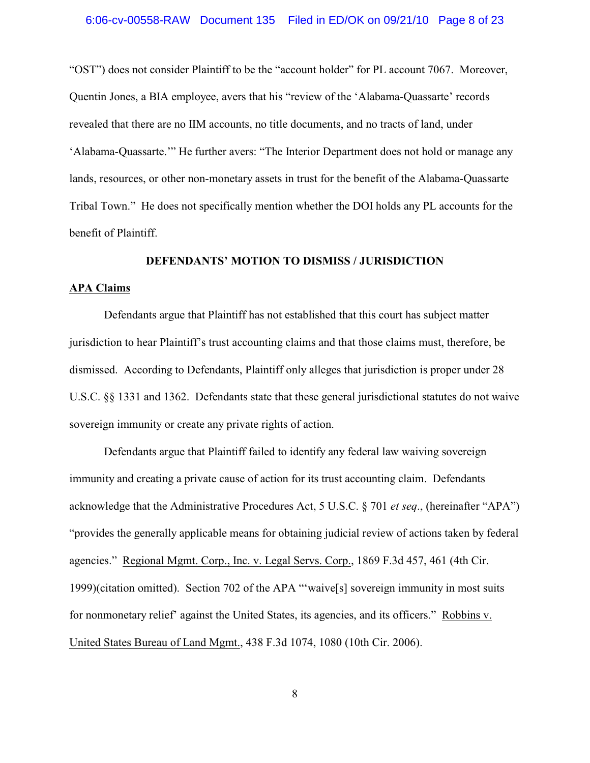"OST") does not consider Plaintiff to be the "account holder" for PL account 7067. Moreover, Quentin Jones, a BIA employee, avers that his "review of the 'Alabama-Quassarte' records revealed that there are no IIM accounts, no title documents, and no tracts of land, under 'Alabama-Quassarte.'" He further avers: "The Interior Department does not hold or manage any lands, resources, or other non-monetary assets in trust for the benefit of the Alabama-Quassarte Tribal Town." He does not specifically mention whether the DOI holds any PL accounts for the benefit of Plaintiff.

## DEFENDANTS' MOTION TO DISMISS / JURISDICTION

### APA Claims

Defendants argue that Plaintiff has not established that this court has subject matter jurisdiction to hear Plaintiff's trust accounting claims and that those claims must, therefore, be dismissed. According to Defendants, Plaintiff only alleges that jurisdiction is proper under 28 U.S.C. §§ 1331 and 1362. Defendants state that these general jurisdictional statutes do not waive sovereign immunity or create any private rights of action.

Defendants argue that Plaintiff failed to identify any federal law waiving sovereign immunity and creating a private cause of action for its trust accounting claim. Defendants acknowledge that the Administrative Procedures Act, 5 U.S.C. § 701 *et seq*., (hereinafter "APA") "provides the generally applicable means for obtaining judicial review of actions taken by federal agencies." Regional Mgmt. Corp., Inc. v. Legal Servs. Corp., 1869 F.3d 457, 461 (4th Cir. 1999)(citation omitted). Section 702 of the APA "'waive[s] sovereign immunity in most suits for nonmonetary relief' against the United States, its agencies, and its officers." Robbins v. United States Bureau of Land Mgmt., 438 F.3d 1074, 1080 (10th Cir. 2006).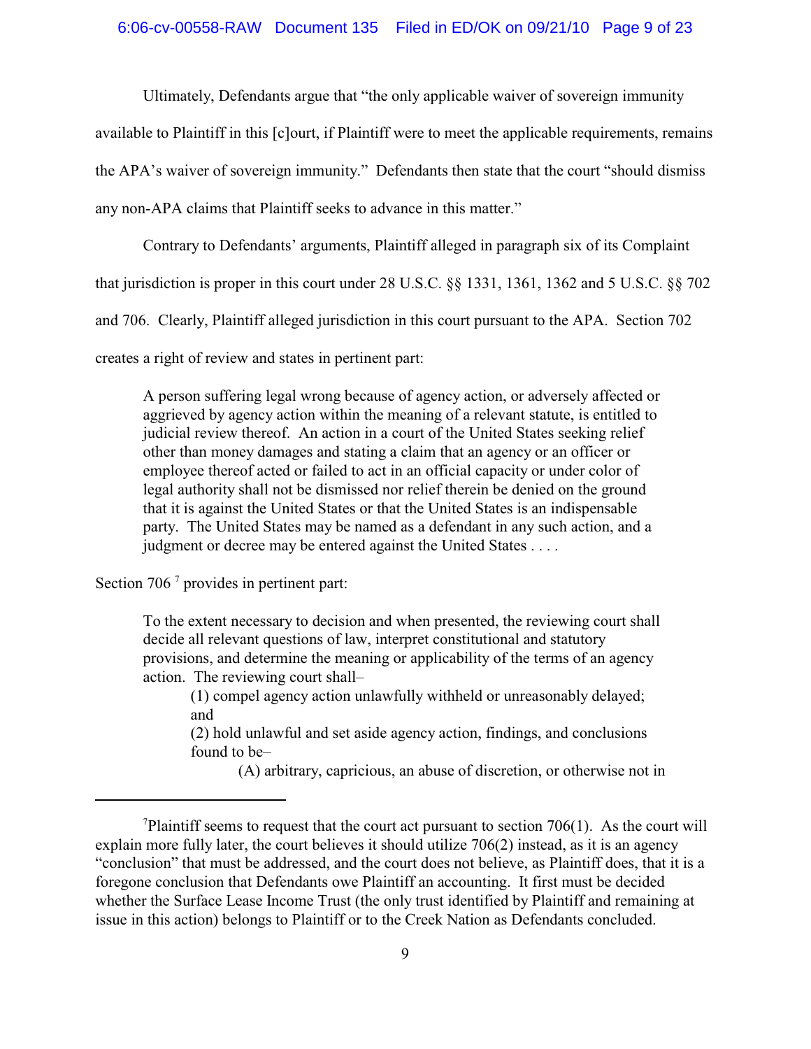Ultimately, Defendants argue that "the only applicable waiver of sovereign immunity available to Plaintiff in this [c]ourt, if Plaintiff were to meet the applicable requirements, remains the APA's waiver of sovereign immunity." Defendants then state that the court "should dismiss any non-APA claims that Plaintiff seeks to advance in this matter."

Contrary to Defendants' arguments, Plaintiff alleged in paragraph six of its Complaint that jurisdiction is proper in this court under 28 U.S.C. §§ 1331, 1361, 1362 and 5 U.S.C. §§ 702 and 706. Clearly, Plaintiff alleged jurisdiction in this court pursuant to the APA. Section 702 creates a right of review and states in pertinent part:

> A person suffering legal wrong because of agency action, or adversely affected or aggrieved by agency action within the meaning of a relevant statute, is entitled to judicial review thereof. An action in a court of the United States seeking relief other than money damages and stating a claim that an agency or an officer or employee thereof acted or failed to act in an official capacity or under color of legal authority shall not be dismissed nor relief therein be denied on the ground that it is against the United States or that the United States is an indispensable party. The United States may be named as a defendant in any such action, and a judgment or decree may be entered against the United States . . . .

Section 706 [7] provides in pertinent part:

> To the extent necessary to decision and when presented, the reviewing court shall decide all relevant questions of law, interpret constitutional and statutory provisions, and determine the meaning or applicability of the terms of an agency action. The reviewing court shall–
>
> (1) compel agency action unlawfully withheld or unreasonably delayed; and
>
> (2) hold unlawful and set aside agency action, findings, and conclusions found to be–
>
> (A) arbitrary, capricious, an abuse of discretion, or otherwise not in

---

[7] Plaintiff seems to request that the court act pursuant to section 706(1). As the court will explain more fully later, the court believes it should utilize 706(2) instead, as it is an agency "conclusion" that must be addressed, and the court does not believe, as Plaintiff does, that it is a foregone conclusion that Defendants owe Plaintiff an accounting. It first must be decided whether the Surface Lease Income Trust (the only trust identified by Plaintiff and remaining at issue in this action) belongs to Plaintiff or to the Creek Nation as Defendants concluded.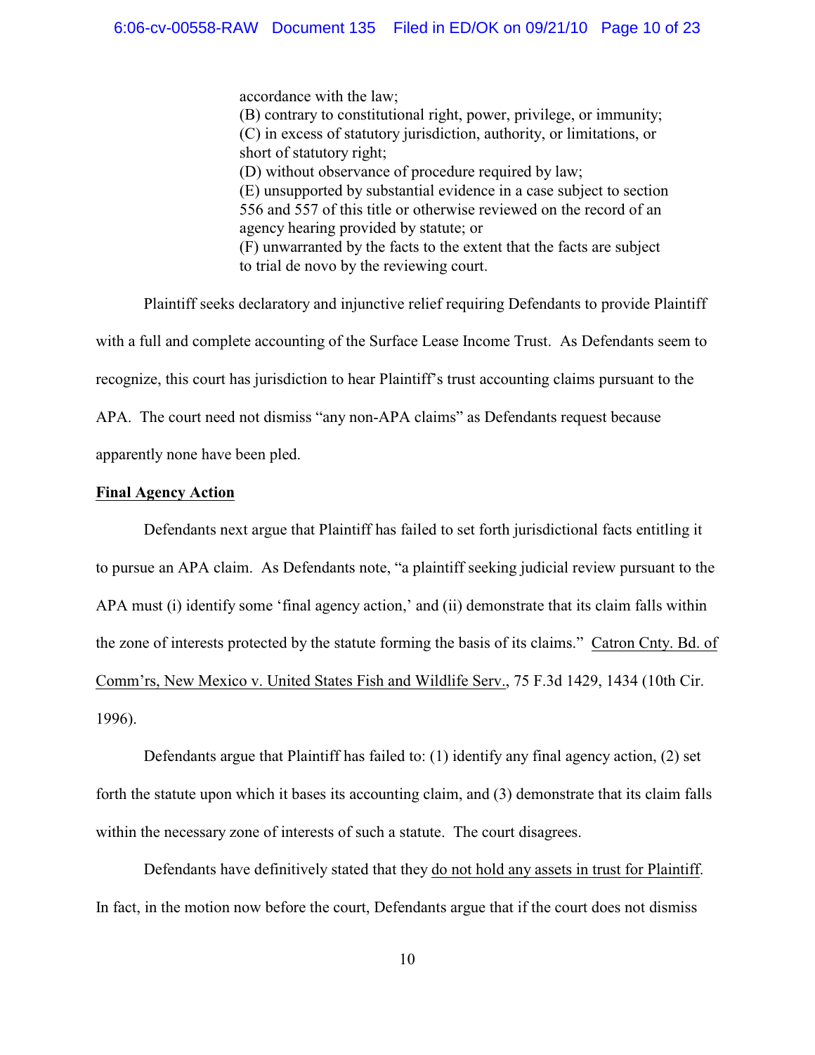> accordance with the law;
> (B) contrary to constitutional right, power, privilege, or immunity;
> (C) in excess of statutory jurisdiction, authority, or limitations, or short of statutory right;
> (D) without observance of procedure required by law;
> (E) unsupported by substantial evidence in a case subject to section 556 and 557 of this title or otherwise reviewed on the record of an agency hearing provided by statute; or
> (F) unwarranted by the facts to the extent that the facts are subject to trial de novo by the reviewing court.

Plaintiff seeks declaratory and injunctive relief requiring Defendants to provide Plaintiff with a full and complete accounting of the Surface Lease Income Trust. As Defendants seem to recognize, this court has jurisdiction to hear Plaintiff's trust accounting claims pursuant to the APA. The court need not dismiss "any non-APA claims" as Defendants request because apparently none have been pled.

**Final Agency Action**

Defendants next argue that Plaintiff has failed to set forth jurisdictional facts entitling it to pursue an APA claim. As Defendants note, "a plaintiff seeking judicial review pursuant to the APA must (i) identify some 'final agency action,' and (ii) demonstrate that its claim falls within the zone of interests protected by the statute forming the basis of its claims." Catron Cnty. Bd. of Comm'rs, New Mexico v. United States Fish and Wildlife Serv., 75 F.3d 1429, 1434 (10th Cir. 1996).

Defendants argue that Plaintiff has failed to: (1) identify any final agency action, (2) set forth the statute upon which it bases its accounting claim, and (3) demonstrate that its claim falls within the necessary zone of interests of such a statute. The court disagrees.

Defendants have definitively stated that they do not hold any assets in trust for Plaintiff. In fact, in the motion now before the court, Defendants argue that if the court does not dismiss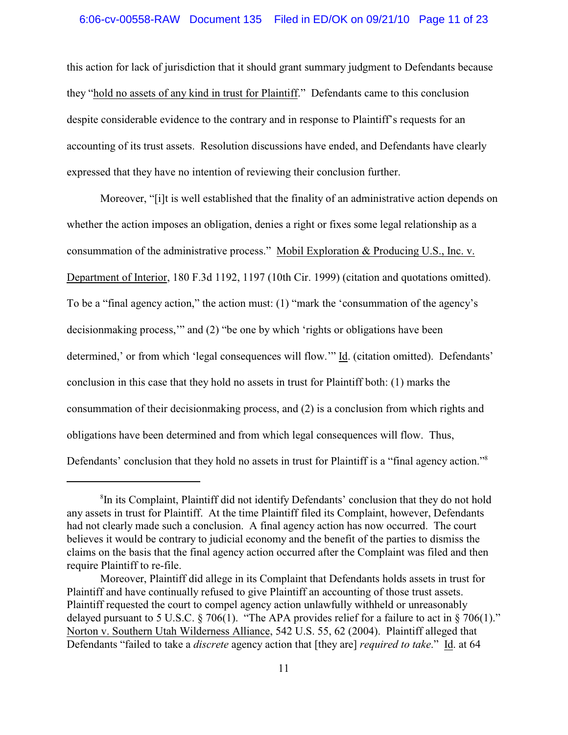this action for lack of jurisdiction that it should grant summary judgment to Defendants because they "hold no assets of any kind in trust for Plaintiff." Defendants came to this conclusion despite considerable evidence to the contrary and in response to Plaintiff's requests for an accounting of its trust assets. Resolution discussions have ended, and Defendants have clearly expressed that they have no intention of reviewing their conclusion further.

Moreover, "[i]t is well established that the finality of an administrative action depends on whether the action imposes an obligation, denies a right or fixes some legal relationship as a consummation of the administrative process." Mobil Exploration & Producing U.S., Inc. v. Department of Interior, 180 F.3d 1192, 1197 (10th Cir. 1999) (citation and quotations omitted). To be a "final agency action," the action must: (1) "mark the 'consummation of the agency's decisionmaking process,'" and (2) "be one by which 'rights or obligations have been determined,' or from which 'legal consequences will flow.'" Id. (citation omitted). Defendants' conclusion in this case that they hold no assets in trust for Plaintiff both: (1) marks the consummation of their decisionmaking process, and (2) is a conclusion from which rights and obligations have been determined and from which legal consequences will flow. Thus, Defendants' conclusion that they hold no assets in trust for Plaintiff is a "final agency action."[8]

---

[8]In its Complaint, Plaintiff did not identify Defendants' conclusion that they do not hold any assets in trust for Plaintiff. At the time Plaintiff filed its Complaint, however, Defendants had not clearly made such a conclusion. A final agency action has now occurred. The court believes it would be contrary to judicial economy and the benefit of the parties to dismiss the claims on the basis that the final agency action occurred after the Complaint was filed and then require Plaintiff to re-file.

Moreover, Plaintiff did allege in its Complaint that Defendants holds assets in trust for Plaintiff and have continually refused to give Plaintiff an accounting of those trust assets. Plaintiff requested the court to compel agency action unlawfully withheld or unreasonably delayed pursuant to 5 U.S.C. § 706(1). "The APA provides relief for a failure to act in § 706(1)." Norton v. Southern Utah Wilderness Alliance, 542 U.S. 55, 62 (2004). Plaintiff alleged that Defendants "failed to take a *discrete* agency action that [they are] *required to take*." Id. at 64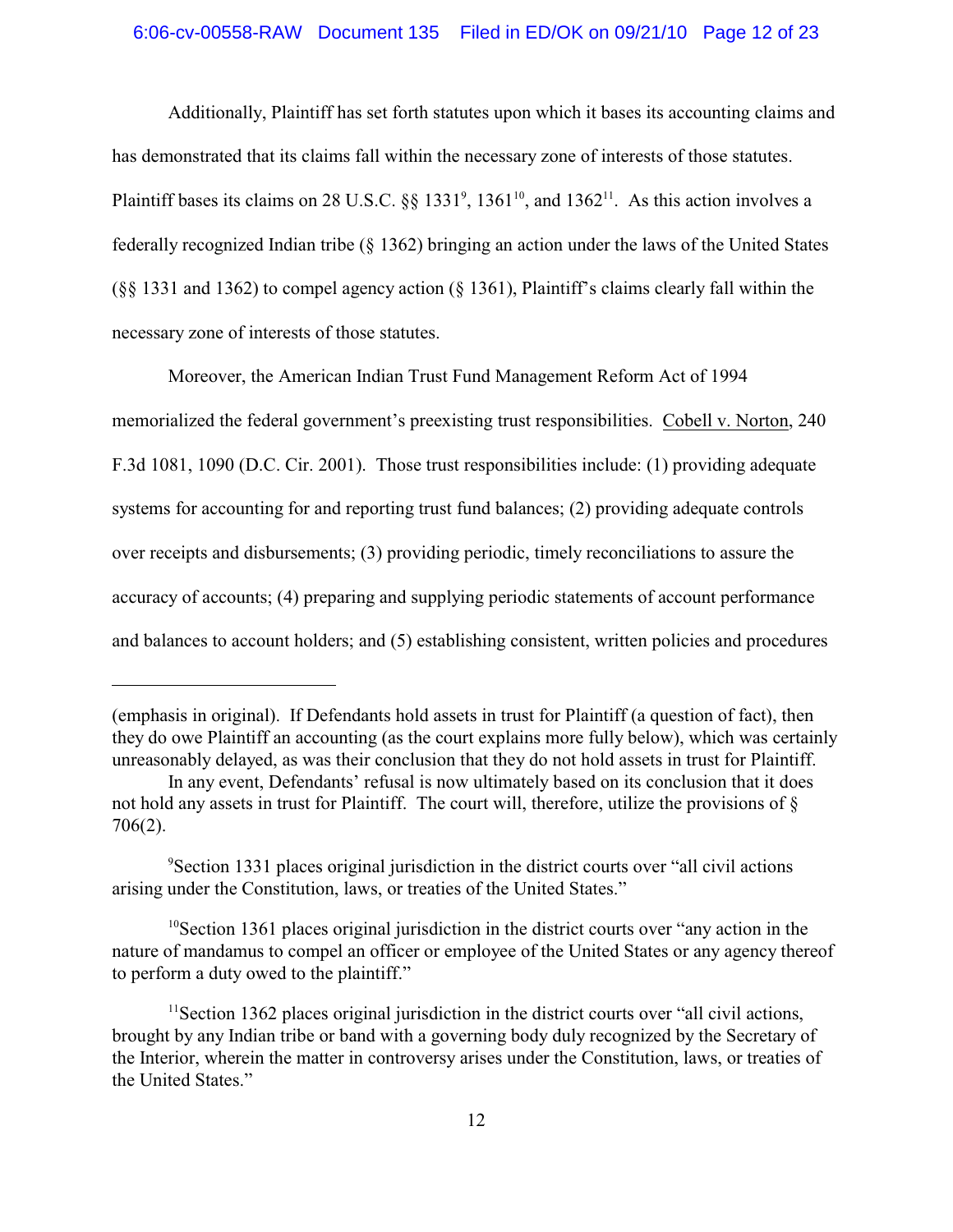Additionally, Plaintiff has set forth statutes upon which it bases its accounting claims and has demonstrated that its claims fall within the necessary zone of interests of those statutes. Plaintiff bases its claims on 28 U.S.C. §§ 1331[9], 1361[10], and 1362[11]. As this action involves a federally recognized Indian tribe (§ 1362) bringing an action under the laws of the United States (§§ 1331 and 1362) to compel agency action (§ 1361), Plaintiff's claims clearly fall within the necessary zone of interests of those statutes.

Moreover, the American Indian Trust Fund Management Reform Act of 1994 memorialized the federal government's preexisting trust responsibilities. Cobell v. Norton, 240 F.3d 1081, 1090 (D.C. Cir. 2001). Those trust responsibilities include: (1) providing adequate systems for accounting for and reporting trust fund balances; (2) providing adequate controls over receipts and disbursements; (3) providing periodic, timely reconciliations to assure the accuracy of accounts; (4) preparing and supplying periodic statements of account performance and balances to account holders; and (5) establishing consistent, written policies and procedures

---

(emphasis in original). If Defendants hold assets in trust for Plaintiff (a question of fact), then they do owe Plaintiff an accounting (as the court explains more fully below), which was certainly unreasonably delayed, as was their conclusion that they do not hold assets in trust for Plaintiff.

In any event, Defendants' refusal is now ultimately based on its conclusion that it does not hold any assets in trust for Plaintiff. The court will, therefore, utilize the provisions of § 706(2).

[9] Section 1331 places original jurisdiction in the district courts over "all civil actions arising under the Constitution, laws, or treaties of the United States."

[10] Section 1361 places original jurisdiction in the district courts over "any action in the nature of mandamus to compel an officer or employee of the United States or any agency thereof to perform a duty owed to the plaintiff."

[11] Section 1362 places original jurisdiction in the district courts over "all civil actions, brought by any Indian tribe or band with a governing body duly recognized by the Secretary of the Interior, wherein the matter in controversy arises under the Constitution, laws, or treaties of the United States."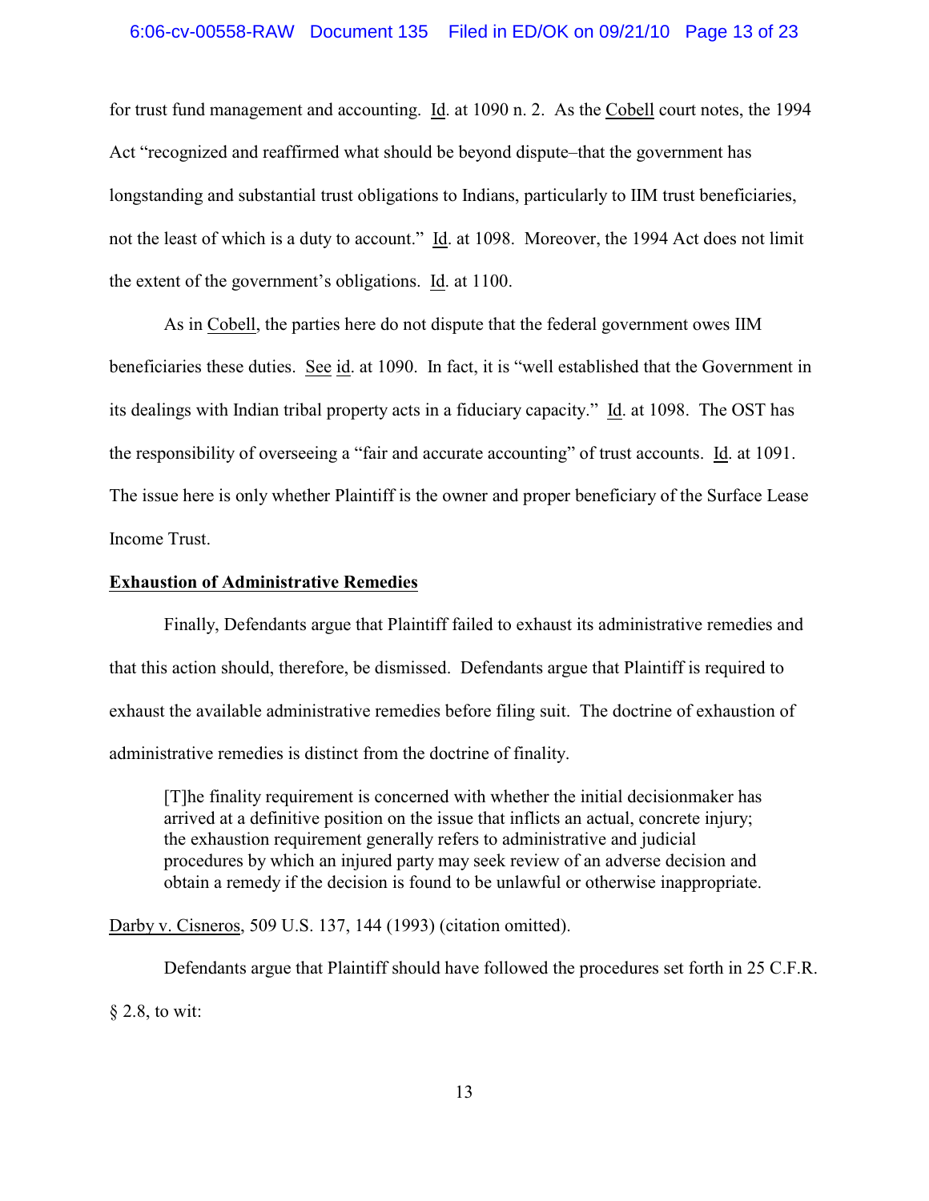for trust fund management and accounting. Id. at 1090 n. 2. As the Cobell court notes, the 1994 Act "recognized and reaffirmed what should be beyond dispute–that the government has longstanding and substantial trust obligations to Indians, particularly to IIM trust beneficiaries, not the least of which is a duty to account." Id. at 1098. Moreover, the 1994 Act does not limit the extent of the government's obligations. Id. at 1100.

As in Cobell, the parties here do not dispute that the federal government owes IIM beneficiaries these duties. See id. at 1090. In fact, it is "well established that the Government in its dealings with Indian tribal property acts in a fiduciary capacity." Id. at 1098. The OST has the responsibility of overseeing a "fair and accurate accounting" of trust accounts. Id. at 1091. The issue here is only whether Plaintiff is the owner and proper beneficiary of the Surface Lease Income Trust.

**Exhaustion of Administrative Remedies**

Finally, Defendants argue that Plaintiff failed to exhaust its administrative remedies and that this action should, therefore, be dismissed. Defendants argue that Plaintiff is required to exhaust the available administrative remedies before filing suit. The doctrine of exhaustion of administrative remedies is distinct from the doctrine of finality.

> [T]he finality requirement is concerned with whether the initial decisionmaker has arrived at a definitive position on the issue that inflicts an actual, concrete injury; the exhaustion requirement generally refers to administrative and judicial procedures by which an injured party may seek review of an adverse decision and obtain a remedy if the decision is found to be unlawful or otherwise inappropriate.

Darby v. Cisneros, 509 U.S. 137, 144 (1993) (citation omitted).

Defendants argue that Plaintiff should have followed the procedures set forth in 25 C.F.R. § 2.8, to wit: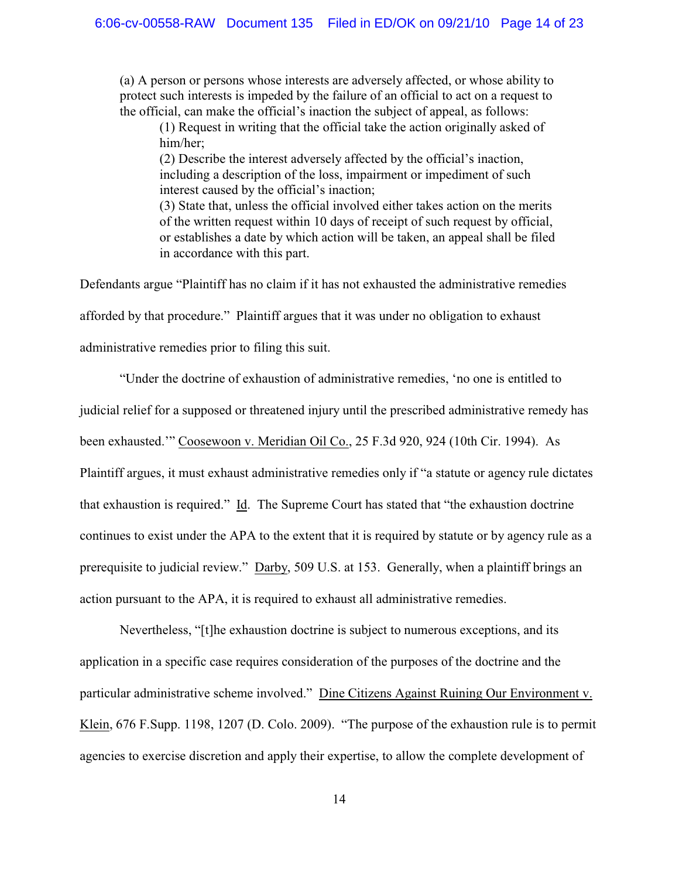> (a) A person or persons whose interests are adversely affected, or whose ability to protect such interests is impeded by the failure of an official to act on a request to the official, can make the official's inaction the subject of appeal, as follows:
>
> > (1) Request in writing that the official take the action originally asked of him/her;
> >
> > (2) Describe the interest adversely affected by the official's inaction, including a description of the loss, impairment or impediment of such interest caused by the official's inaction;
> >
> > (3) State that, unless the official involved either takes action on the merits of the written request within 10 days of receipt of such request by official, or establishes a date by which action will be taken, an appeal shall be filed in accordance with this part.

Defendants argue "Plaintiff has no claim if it has not exhausted the administrative remedies afforded by that procedure." Plaintiff argues that it was under no obligation to exhaust administrative remedies prior to filing this suit.

"Under the doctrine of exhaustion of administrative remedies, 'no one is entitled to judicial relief for a supposed or threatened injury until the prescribed administrative remedy has been exhausted.'" Coosewoon v. Meridian Oil Co., 25 F.3d 920, 924 (10th Cir. 1994). As Plaintiff argues, it must exhaust administrative remedies only if "a statute or agency rule dictates that exhaustion is required." Id. The Supreme Court has stated that "the exhaustion doctrine continues to exist under the APA to the extent that it is required by statute or by agency rule as a prerequisite to judicial review." Darby, 509 U.S. at 153. Generally, when a plaintiff brings an action pursuant to the APA, it is required to exhaust all administrative remedies.

Nevertheless, "[t]he exhaustion doctrine is subject to numerous exceptions, and its application in a specific case requires consideration of the purposes of the doctrine and the particular administrative scheme involved." Dine Citizens Against Ruining Our Environment v. Klein, 676 F.Supp. 1198, 1207 (D. Colo. 2009). "The purpose of the exhaustion rule is to permit agencies to exercise discretion and apply their expertise, to allow the complete development of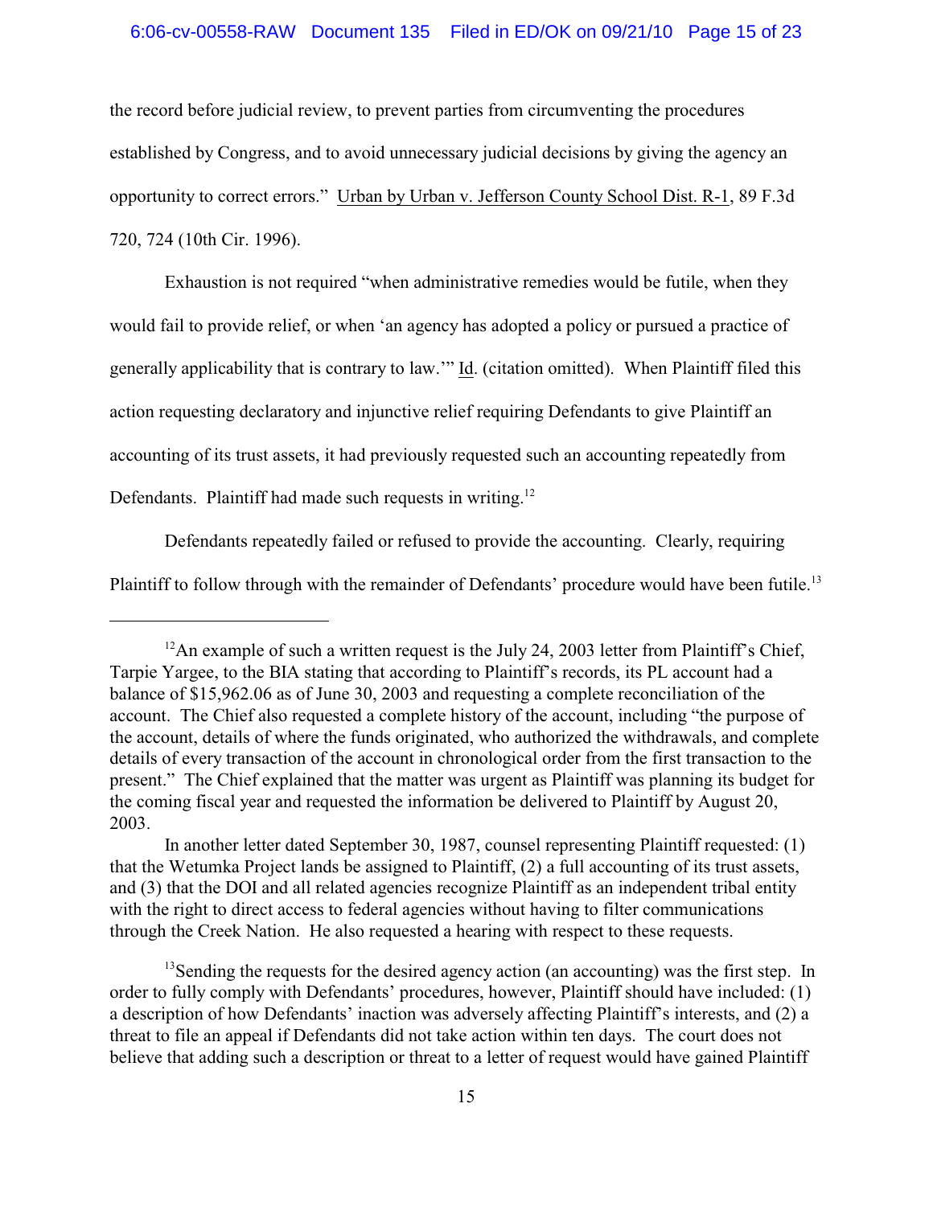the record before judicial review, to prevent parties from circumventing the procedures established by Congress, and to avoid unnecessary judicial decisions by giving the agency an opportunity to correct errors." Urban by Urban v. Jefferson County School Dist. R-1, 89 F.3d 720, 724 (10th Cir. 1996).

Exhaustion is not required "when administrative remedies would be futile, when they would fail to provide relief, or when 'an agency has adopted a policy or pursued a practice of generally applicability that is contrary to law.'" Id. (citation omitted). When Plaintiff filed this action requesting declaratory and injunctive relief requiring Defendants to give Plaintiff an accounting of its trust assets, it had previously requested such an accounting repeatedly from Defendants. Plaintiff had made such requests in writing.[12]

Defendants repeatedly failed or refused to provide the accounting. Clearly, requiring Plaintiff to follow through with the remainder of Defendants' procedure would have been futile.[13]

---

[12]An example of such a written request is the July 24, 2003 letter from Plaintiff's Chief, Tarpie Yargee, to the BIA stating that according to Plaintiff's records, its PL account had a balance of $15,962.06 as of June 30, 2003 and requesting a complete reconciliation of the account. The Chief also requested a complete history of the account, including "the purpose of the account, details of where the funds originated, who authorized the withdrawals, and complete details of every transaction of the account in chronological order from the first transaction to the present." The Chief explained that the matter was urgent as Plaintiff was planning its budget for the coming fiscal year and requested the information be delivered to Plaintiff by August 20, 2003.

In another letter dated September 30, 1987, counsel representing Plaintiff requested: (1) that the Wetumka Project lands be assigned to Plaintiff, (2) a full accounting of its trust assets, and (3) that the DOI and all related agencies recognize Plaintiff as an independent tribal entity with the right to direct access to federal agencies without having to filter communications through the Creek Nation. He also requested a hearing with respect to these requests.

[13]Sending the requests for the desired agency action (an accounting) was the first step. In order to fully comply with Defendants' procedures, however, Plaintiff should have included: (1) a description of how Defendants' inaction was adversely affecting Plaintiff's interests, and (2) a threat to file an appeal if Defendants did not take action within ten days. The court does not believe that adding such a description or threat to a letter of request would have gained Plaintiff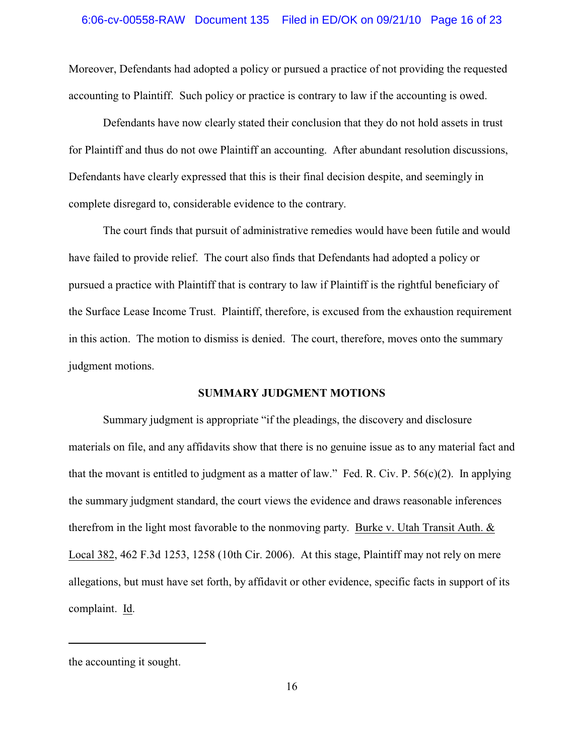Moreover, Defendants had adopted a policy or pursued a practice of not providing the requested accounting to Plaintiff. Such policy or practice is contrary to law if the accounting is owed.

Defendants have now clearly stated their conclusion that they do not hold assets in trust for Plaintiff and thus do not owe Plaintiff an accounting. After abundant resolution discussions, Defendants have clearly expressed that this is their final decision despite, and seemingly in complete disregard to, considerable evidence to the contrary.

The court finds that pursuit of administrative remedies would have been futile and would have failed to provide relief. The court also finds that Defendants had adopted a policy or pursued a practice with Plaintiff that is contrary to law if Plaintiff is the rightful beneficiary of the Surface Lease Income Trust. Plaintiff, therefore, is excused from the exhaustion requirement in this action. The motion to dismiss is denied. The court, therefore, moves onto the summary judgment motions.

**SUMMARY JUDGMENT MOTIONS**

Summary judgment is appropriate "if the pleadings, the discovery and disclosure materials on file, and any affidavits show that there is no genuine issue as to any material fact and that the movant is entitled to judgment as a matter of law." Fed. R. Civ. P. 56(c)(2). In applying the summary judgment standard, the court views the evidence and draws reasonable inferences therefrom in the light most favorable to the nonmoving party. Burke v. Utah Transit Auth. & Local 382, 462 F.3d 1253, 1258 (10th Cir. 2006). At this stage, Plaintiff may not rely on mere allegations, but must have set forth, by affidavit or other evidence, specific facts in support of its complaint. Id.

---

the accounting it sought.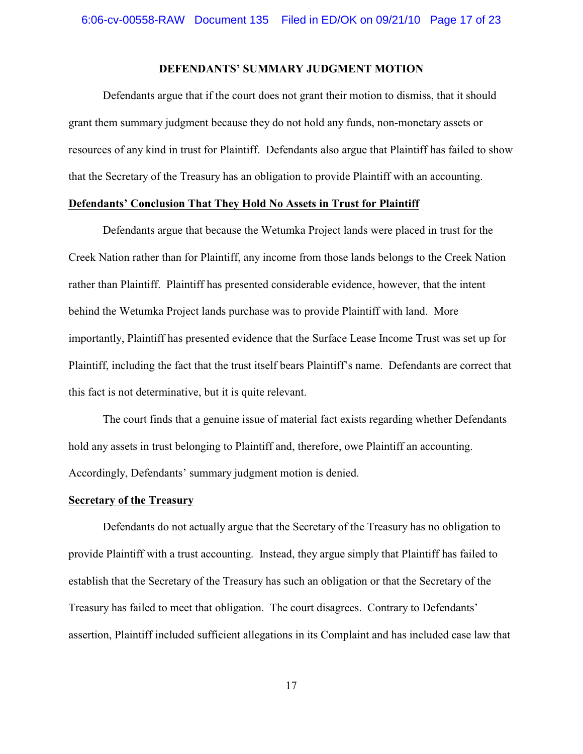## DEFENDANTS' SUMMARY JUDGMENT MOTION

Defendants argue that if the court does not grant their motion to dismiss, that it should grant them summary judgment because they do not hold any funds, non-monetary assets or resources of any kind in trust for Plaintiff. Defendants also argue that Plaintiff has failed to show that the Secretary of the Treasury has an obligation to provide Plaintiff with an accounting.

### Defendants' Conclusion That They Hold No Assets in Trust for Plaintiff

Defendants argue that because the Wetumka Project lands were placed in trust for the Creek Nation rather than for Plaintiff, any income from those lands belongs to the Creek Nation rather than Plaintiff. Plaintiff has presented considerable evidence, however, that the intent behind the Wetumka Project lands purchase was to provide Plaintiff with land. More importantly, Plaintiff has presented evidence that the Surface Lease Income Trust was set up for Plaintiff, including the fact that the trust itself bears Plaintiff's name. Defendants are correct that this fact is not determinative, but it is quite relevant.

The court finds that a genuine issue of material fact exists regarding whether Defendants hold any assets in trust belonging to Plaintiff and, therefore, owe Plaintiff an accounting. Accordingly, Defendants' summary judgment motion is denied.

### Secretary of the Treasury

Defendants do not actually argue that the Secretary of the Treasury has no obligation to provide Plaintiff with a trust accounting. Instead, they argue simply that Plaintiff has failed to establish that the Secretary of the Treasury has such an obligation or that the Secretary of the Treasury has failed to meet that obligation. The court disagrees. Contrary to Defendants' assertion, Plaintiff included sufficient allegations in its Complaint and has included case law that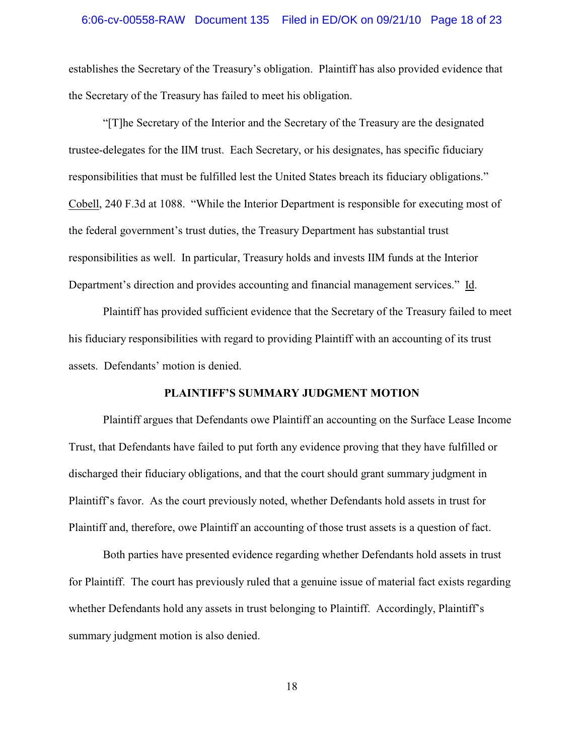establishes the Secretary of the Treasury's obligation. Plaintiff has also provided evidence that the Secretary of the Treasury has failed to meet his obligation.

"[T]he Secretary of the Interior and the Secretary of the Treasury are the designated trustee-delegates for the IIM trust. Each Secretary, or his designates, has specific fiduciary responsibilities that must be fulfilled lest the United States breach its fiduciary obligations." Cobell, 240 F.3d at 1088. "While the Interior Department is responsible for executing most of the federal government's trust duties, the Treasury Department has substantial trust responsibilities as well. In particular, Treasury holds and invests IIM funds at the Interior Department's direction and provides accounting and financial management services." Id.

Plaintiff has provided sufficient evidence that the Secretary of the Treasury failed to meet his fiduciary responsibilities with regard to providing Plaintiff with an accounting of its trust assets. Defendants' motion is denied.

## PLAINTIFF'S SUMMARY JUDGMENT MOTION

Plaintiff argues that Defendants owe Plaintiff an accounting on the Surface Lease Income Trust, that Defendants have failed to put forth any evidence proving that they have fulfilled or discharged their fiduciary obligations, and that the court should grant summary judgment in Plaintiff's favor. As the court previously noted, whether Defendants hold assets in trust for Plaintiff and, therefore, owe Plaintiff an accounting of those trust assets is a question of fact.

Both parties have presented evidence regarding whether Defendants hold assets in trust for Plaintiff. The court has previously ruled that a genuine issue of material fact exists regarding whether Defendants hold any assets in trust belonging to Plaintiff. Accordingly, Plaintiff's summary judgment motion is also denied.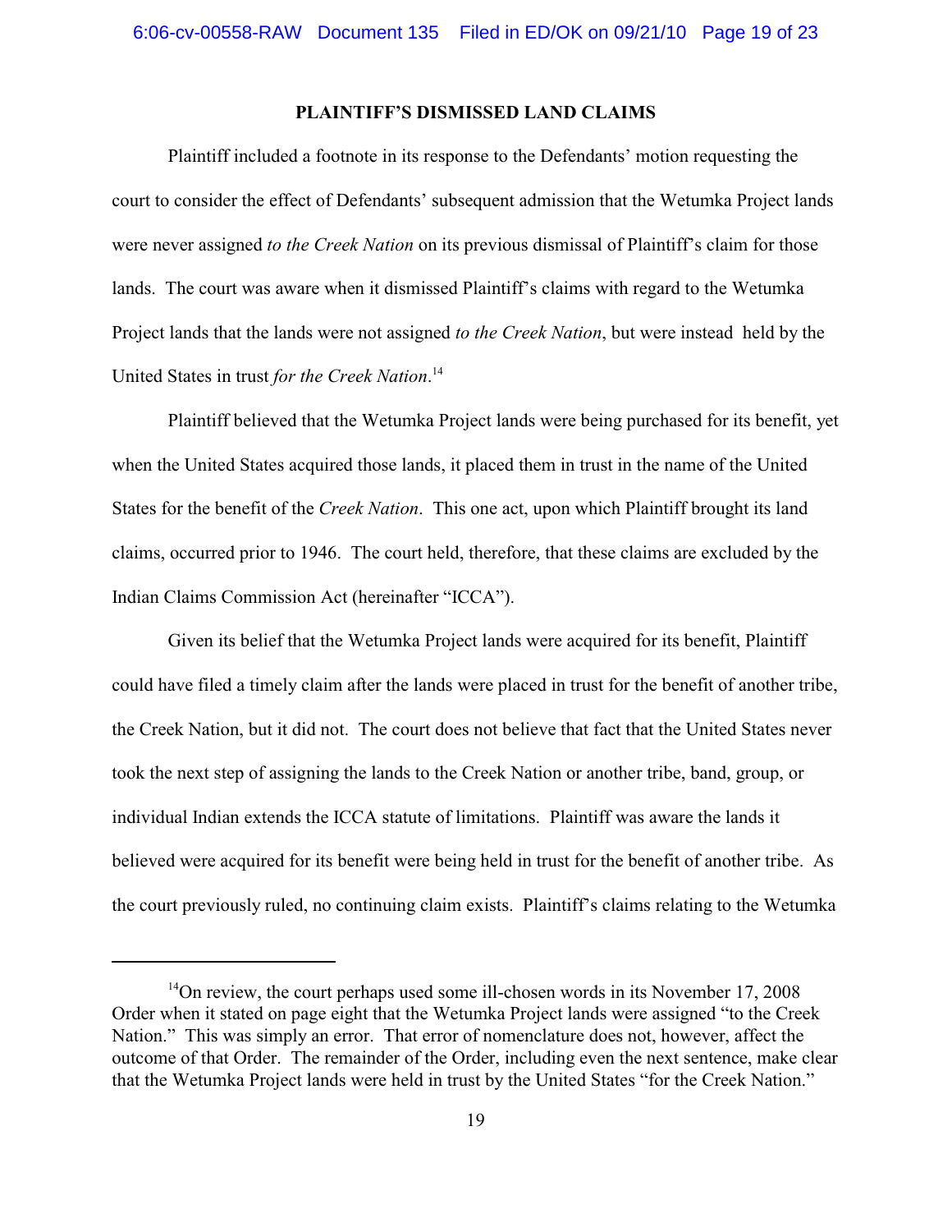## PLAINTIFF'S DISMISSED LAND CLAIMS

Plaintiff included a footnote in its response to the Defendants' motion requesting the court to consider the effect of Defendants' subsequent admission that the Wetumka Project lands were never assigned *to the Creek Nation* on its previous dismissal of Plaintiff's claim for those lands. The court was aware when it dismissed Plaintiff's claims with regard to the Wetumka Project lands that the lands were not assigned *to the Creek Nation*, but were instead held by the United States in trust *for the Creek Nation*.[14]

Plaintiff believed that the Wetumka Project lands were being purchased for its benefit, yet when the United States acquired those lands, it placed them in trust in the name of the United States for the benefit of the *Creek Nation*. This one act, upon which Plaintiff brought its land claims, occurred prior to 1946. The court held, therefore, that these claims are excluded by the Indian Claims Commission Act (hereinafter "ICCA").

Given its belief that the Wetumka Project lands were acquired for its benefit, Plaintiff could have filed a timely claim after the lands were placed in trust for the benefit of another tribe, the Creek Nation, but it did not. The court does not believe that fact that the United States never took the next step of assigning the lands to the Creek Nation or another tribe, band, group, or individual Indian extends the ICCA statute of limitations. Plaintiff was aware the lands it believed were acquired for its benefit were being held in trust for the benefit of another tribe. As the court previously ruled, no continuing claim exists. Plaintiff's claims relating to the Wetumka

---

[14] On review, the court perhaps used some ill-chosen words in its November 17, 2008 Order when it stated on page eight that the Wetumka Project lands were assigned "to the Creek Nation." This was simply an error. That error of nomenclature does not, however, affect the outcome of that Order. The remainder of the Order, including even the next sentence, make clear that the Wetumka Project lands were held in trust by the United States "for the Creek Nation."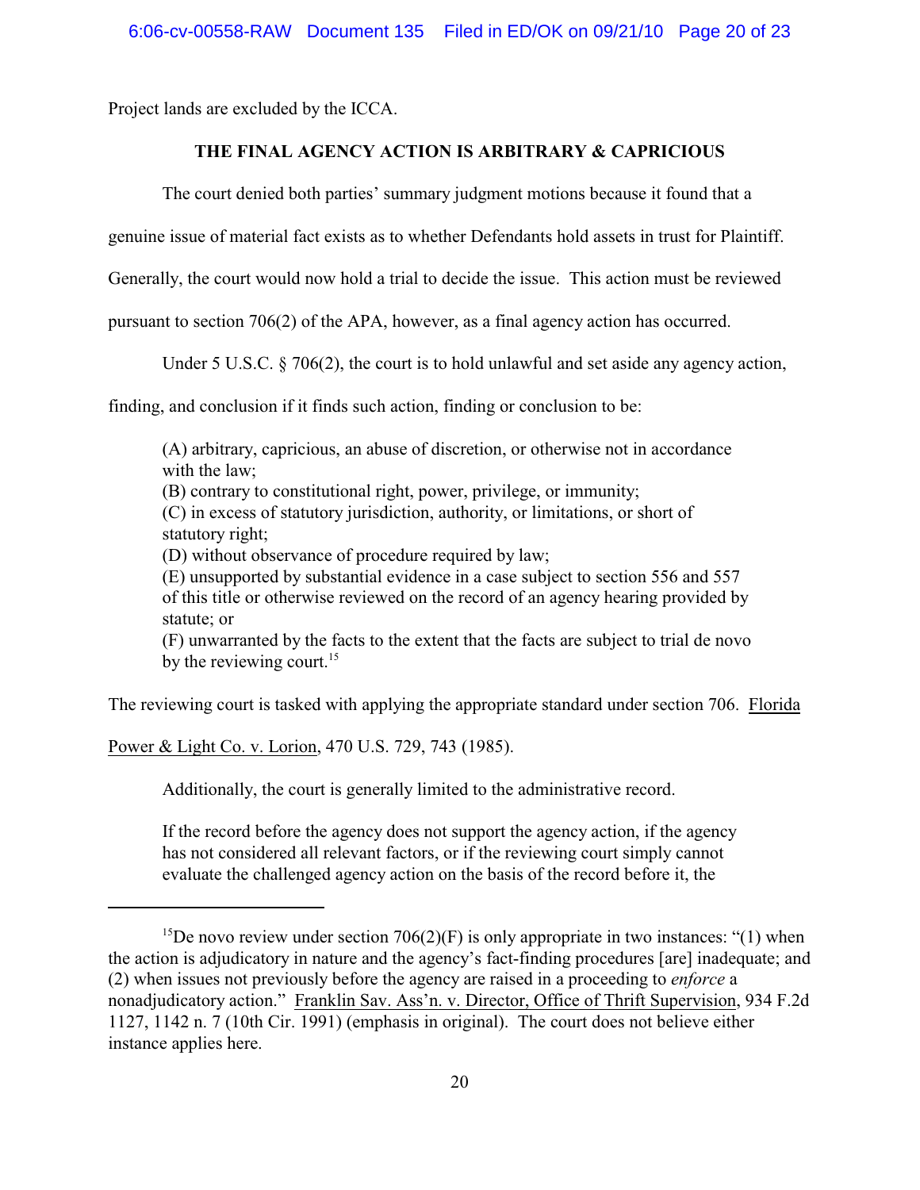Project lands are excluded by the ICCA.

## THE FINAL AGENCY ACTION IS ARBITRARY & CAPRICIOUS

The court denied both parties' summary judgment motions because it found that a genuine issue of material fact exists as to whether Defendants hold assets in trust for Plaintiff. Generally, the court would now hold a trial to decide the issue. This action must be reviewed pursuant to section 706(2) of the APA, however, as a final agency action has occurred.

Under 5 U.S.C. § 706(2), the court is to hold unlawful and set aside any agency action, finding, and conclusion if it finds such action, finding or conclusion to be:

> (A) arbitrary, capricious, an abuse of discretion, or otherwise not in accordance with the law;
> (B) contrary to constitutional right, power, privilege, or immunity;
> (C) in excess of statutory jurisdiction, authority, or limitations, or short of statutory right;
> (D) without observance of procedure required by law;
> (E) unsupported by substantial evidence in a case subject to section 556 and 557 of this title or otherwise reviewed on the record of an agency hearing provided by statute; or
> (F) unwarranted by the facts to the extent that the facts are subject to trial de novo by the reviewing court.[15]

The reviewing court is tasked with applying the appropriate standard under section 706. Florida Power & Light Co. v. Lorion, 470 U.S. 729, 743 (1985).

Additionally, the court is generally limited to the administrative record.

> If the record before the agency does not support the agency action, if the agency has not considered all relevant factors, or if the reviewing court simply cannot evaluate the challenged agency action on the basis of the record before it, the

---

[15] De novo review under section 706(2)(F) is only appropriate in two instances: "(1) when the action is adjudicatory in nature and the agency's fact-finding procedures [are] inadequate; and (2) when issues not previously before the agency are raised in a proceeding to *enforce* a nonadjudicatory action." Franklin Sav. Ass'n. v. Director, Office of Thrift Supervision, 934 F.2d 1127, 1142 n. 7 (10th Cir. 1991) (emphasis in original). The court does not believe either instance applies here.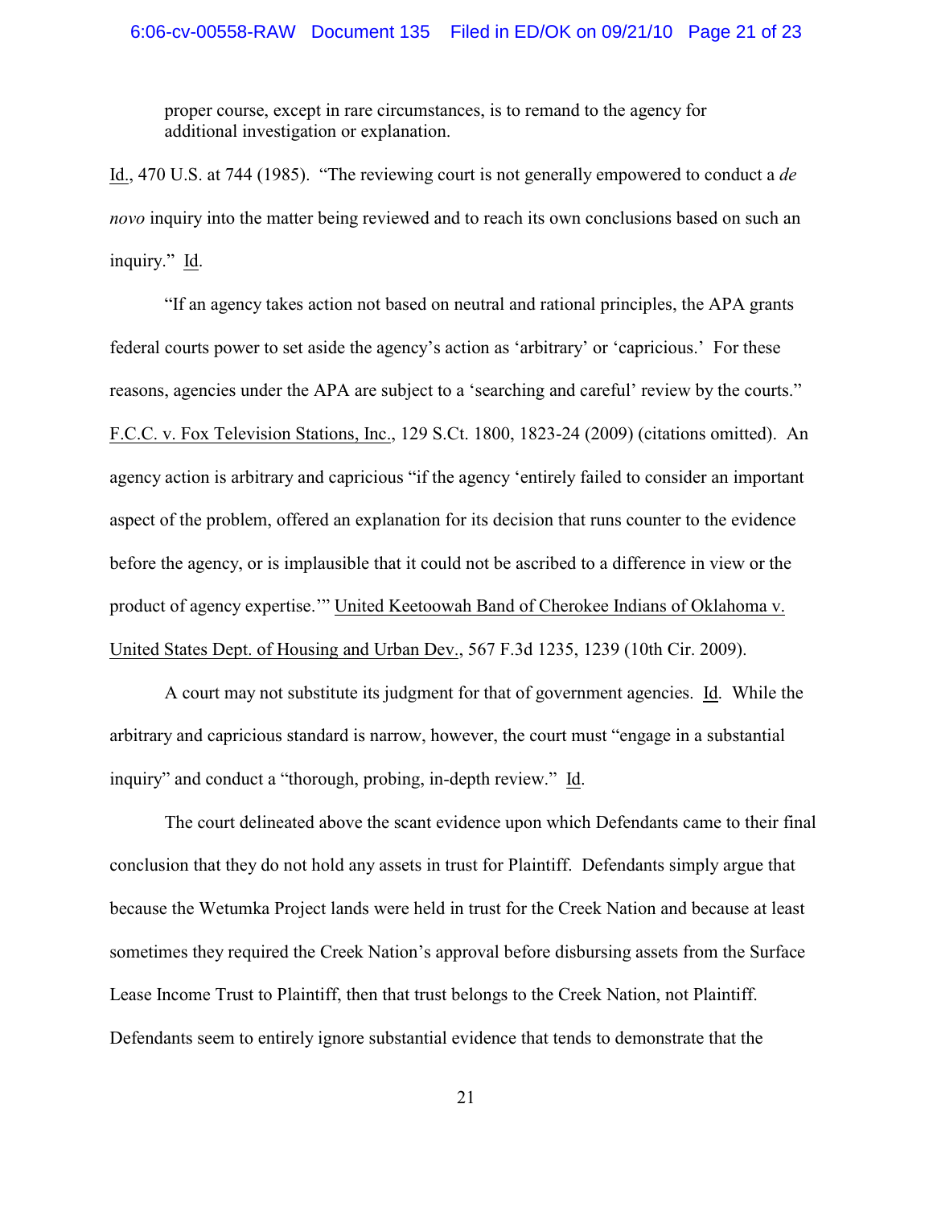> proper course, except in rare circumstances, is to remand to the agency for additional investigation or explanation.

Id., 470 U.S. at 744 (1985). "The reviewing court is not generally empowered to conduct a *de novo* inquiry into the matter being reviewed and to reach its own conclusions based on such an inquiry." Id.

"If an agency takes action not based on neutral and rational principles, the APA grants federal courts power to set aside the agency's action as 'arbitrary' or 'capricious.' For these reasons, agencies under the APA are subject to a 'searching and careful' review by the courts." F.C.C. v. Fox Television Stations, Inc., 129 S.Ct. 1800, 1823-24 (2009) (citations omitted). An agency action is arbitrary and capricious "if the agency 'entirely failed to consider an important aspect of the problem, offered an explanation for its decision that runs counter to the evidence before the agency, or is implausible that it could not be ascribed to a difference in view or the product of agency expertise.'" United Keetoowah Band of Cherokee Indians of Oklahoma v. United States Dept. of Housing and Urban Dev., 567 F.3d 1235, 1239 (10th Cir. 2009).

A court may not substitute its judgment for that of government agencies. Id. While the arbitrary and capricious standard is narrow, however, the court must "engage in a substantial inquiry" and conduct a "thorough, probing, in-depth review." Id.

The court delineated above the scant evidence upon which Defendants came to their final conclusion that they do not hold any assets in trust for Plaintiff. Defendants simply argue that because the Wetumka Project lands were held in trust for the Creek Nation and because at least sometimes they required the Creek Nation's approval before disbursing assets from the Surface Lease Income Trust to Plaintiff, then that trust belongs to the Creek Nation, not Plaintiff. Defendants seem to entirely ignore substantial evidence that tends to demonstrate that the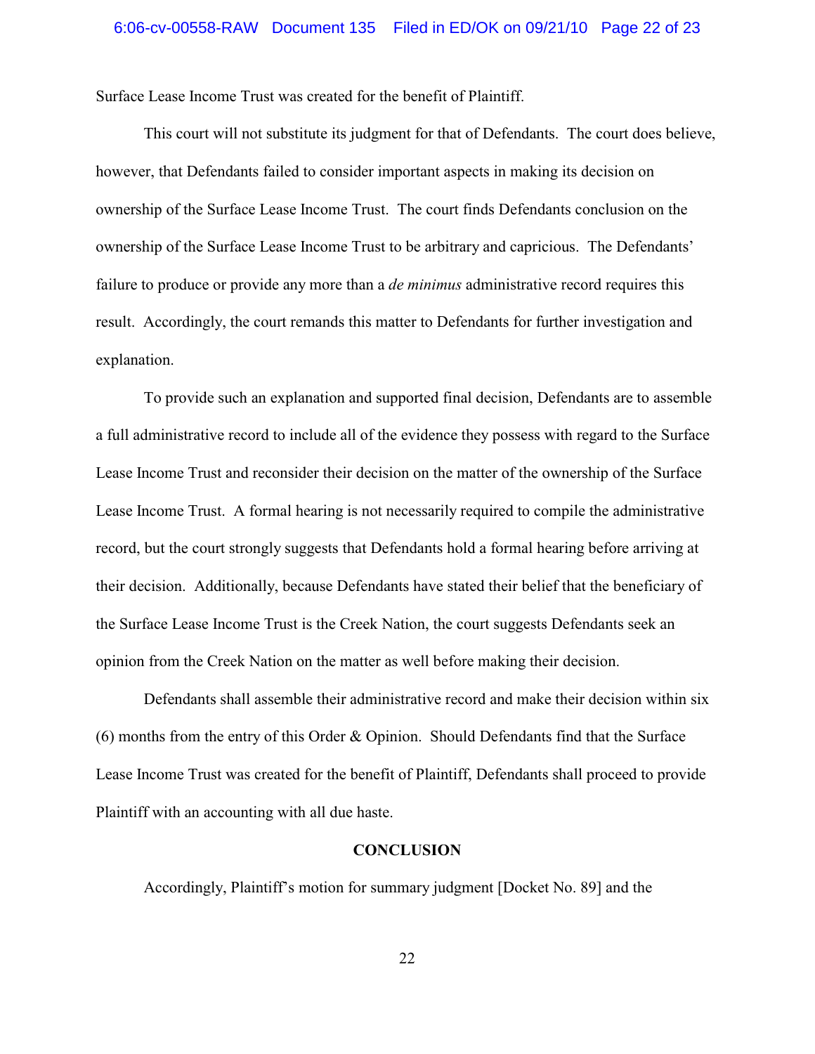Surface Lease Income Trust was created for the benefit of Plaintiff.

This court will not substitute its judgment for that of Defendants. The court does believe, however, that Defendants failed to consider important aspects in making its decision on ownership of the Surface Lease Income Trust. The court finds Defendants conclusion on the ownership of the Surface Lease Income Trust to be arbitrary and capricious. The Defendants' failure to produce or provide any more than a *de minimus* administrative record requires this result. Accordingly, the court remands this matter to Defendants for further investigation and explanation.

To provide such an explanation and supported final decision, Defendants are to assemble a full administrative record to include all of the evidence they possess with regard to the Surface Lease Income Trust and reconsider their decision on the matter of the ownership of the Surface Lease Income Trust. A formal hearing is not necessarily required to compile the administrative record, but the court strongly suggests that Defendants hold a formal hearing before arriving at their decision. Additionally, because Defendants have stated their belief that the beneficiary of the Surface Lease Income Trust is the Creek Nation, the court suggests Defendants seek an opinion from the Creek Nation on the matter as well before making their decision.

Defendants shall assemble their administrative record and make their decision within six (6) months from the entry of this Order & Opinion. Should Defendants find that the Surface Lease Income Trust was created for the benefit of Plaintiff, Defendants shall proceed to provide Plaintiff with an accounting with all due haste.

## CONCLUSION

Accordingly, Plaintiff's motion for summary judgment [Docket No. 89] and the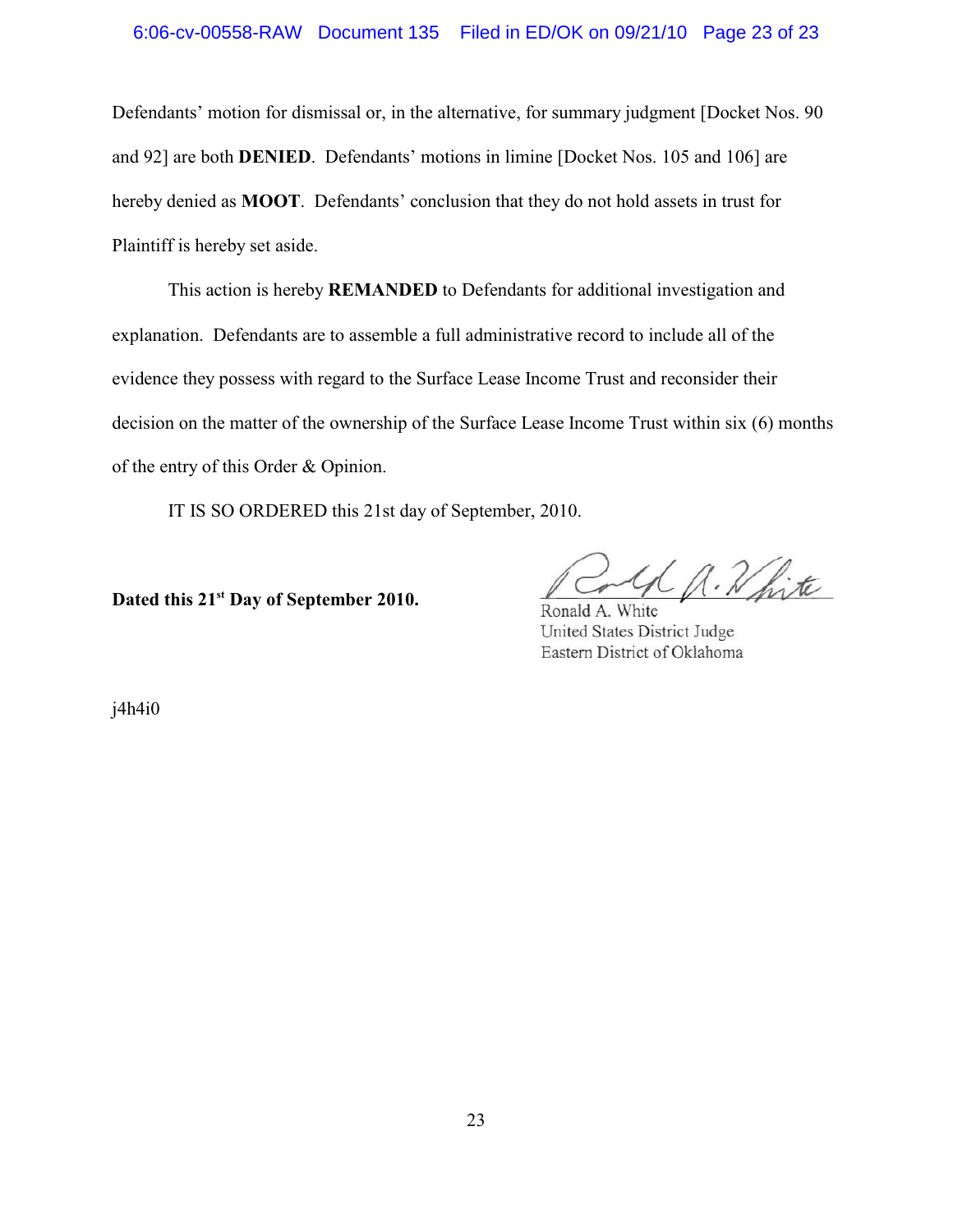Defendants' motion for dismissal or, in the alternative, for summary judgment [Docket Nos. 90 and 92] are both **DENIED**. Defendants' motions in limine [Docket Nos. 105 and 106] are hereby denied as **MOOT**. Defendants' conclusion that they do not hold assets in trust for Plaintiff is hereby set aside.

This action is hereby **REMANDED** to Defendants for additional investigation and explanation. Defendants are to assemble a full administrative record to include all of the evidence they possess with regard to the Surface Lease Income Trust and reconsider their decision on the matter of the ownership of the Surface Lease Income Trust within six (6) months of the entry of this Order & Opinion.

IT IS SO ORDERED this 21st day of September, 2010.

**Dated this 21st Day of September 2010.**

Ronald A. White
United States District Judge
Eastern District of Oklahoma

j4h4i0